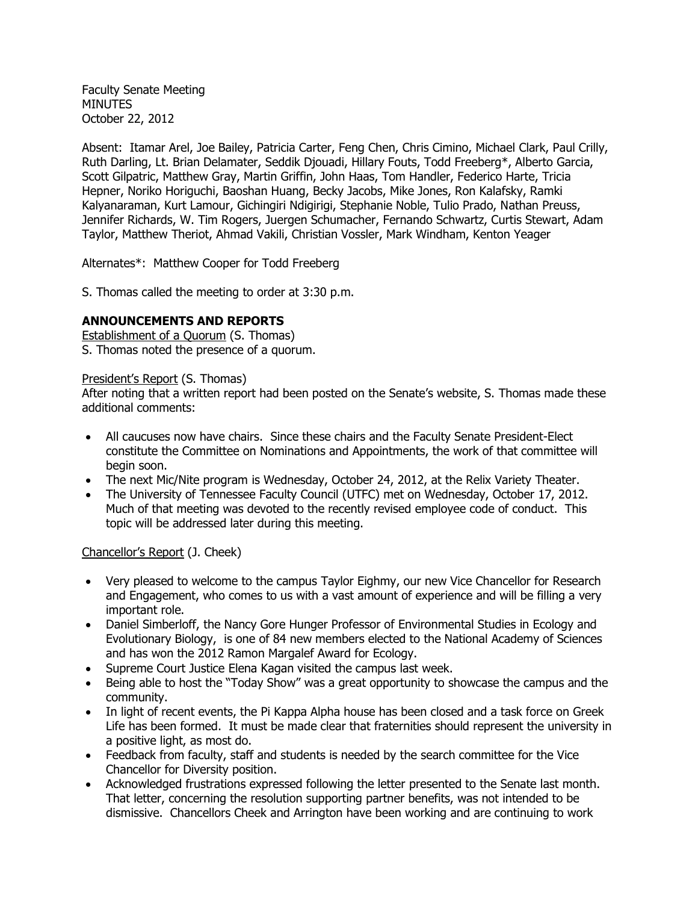Faculty Senate Meeting
MINUTES
October 22, 2012

Absent: Itamar Arel, Joe Bailey, Patricia Carter, Feng Chen, Chris Cimino, Michael Clark, Paul Crilly, Ruth Darling, Lt. Brian Delamater, Seddik Djouadi, Hillary Fouts, Todd Freeberg*, Alberto Garcia, Scott Gilpatric, Matthew Gray, Martin Griffin, John Haas, Tom Handler, Federico Harte, Tricia Hepner, Noriko Horiguchi, Baoshan Huang, Becky Jacobs, Mike Jones, Ron Kalafsky, Ramki Kalyanaraman, Kurt Lamour, Gichingiri Ndigirigi, Stephanie Noble, Tulio Prado, Nathan Preuss, Jennifer Richards, W. Tim Rogers, Juergen Schumacher, Fernando Schwartz, Curtis Stewart, Adam Taylor, Matthew Theriot, Ahmad Vakili, Christian Vossler, Mark Windham, Kenton Yeager

Alternates*: Matthew Cooper for Todd Freeberg

S. Thomas called the meeting to order at 3:30 p.m.

## ANNOUNCEMENTS AND REPORTS

Establishment of a Quorum (S. Thomas)
S. Thomas noted the presence of a quorum.

President's Report (S. Thomas)
After noting that a written report had been posted on the Senate's website, S. Thomas made these additional comments:

- All caucuses now have chairs. Since these chairs and the Faculty Senate President-Elect constitute the Committee on Nominations and Appointments, the work of that committee will begin soon.
- The next Mic/Nite program is Wednesday, October 24, 2012, at the Relix Variety Theater.
- The University of Tennessee Faculty Council (UTFC) met on Wednesday, October 17, 2012. Much of that meeting was devoted to the recently revised employee code of conduct. This topic will be addressed later during this meeting.

Chancellor's Report (J. Cheek)

- Very pleased to welcome to the campus Taylor Eighmy, our new Vice Chancellor for Research and Engagement, who comes to us with a vast amount of experience and will be filling a very important role.
- Daniel Simberloff, the Nancy Gore Hunger Professor of Environmental Studies in Ecology and Evolutionary Biology, is one of 84 new members elected to the National Academy of Sciences and has won the 2012 Ramon Margalef Award for Ecology.
- Supreme Court Justice Elena Kagan visited the campus last week.
- Being able to host the "Today Show" was a great opportunity to showcase the campus and the community.
- In light of recent events, the Pi Kappa Alpha house has been closed and a task force on Greek Life has been formed. It must be made clear that fraternities should represent the university in a positive light, as most do.
- Feedback from faculty, staff and students is needed by the search committee for the Vice Chancellor for Diversity position.
- Acknowledged frustrations expressed following the letter presented to the Senate last month. That letter, concerning the resolution supporting partner benefits, was not intended to be dismissive. Chancellors Cheek and Arrington have been working and are continuing to work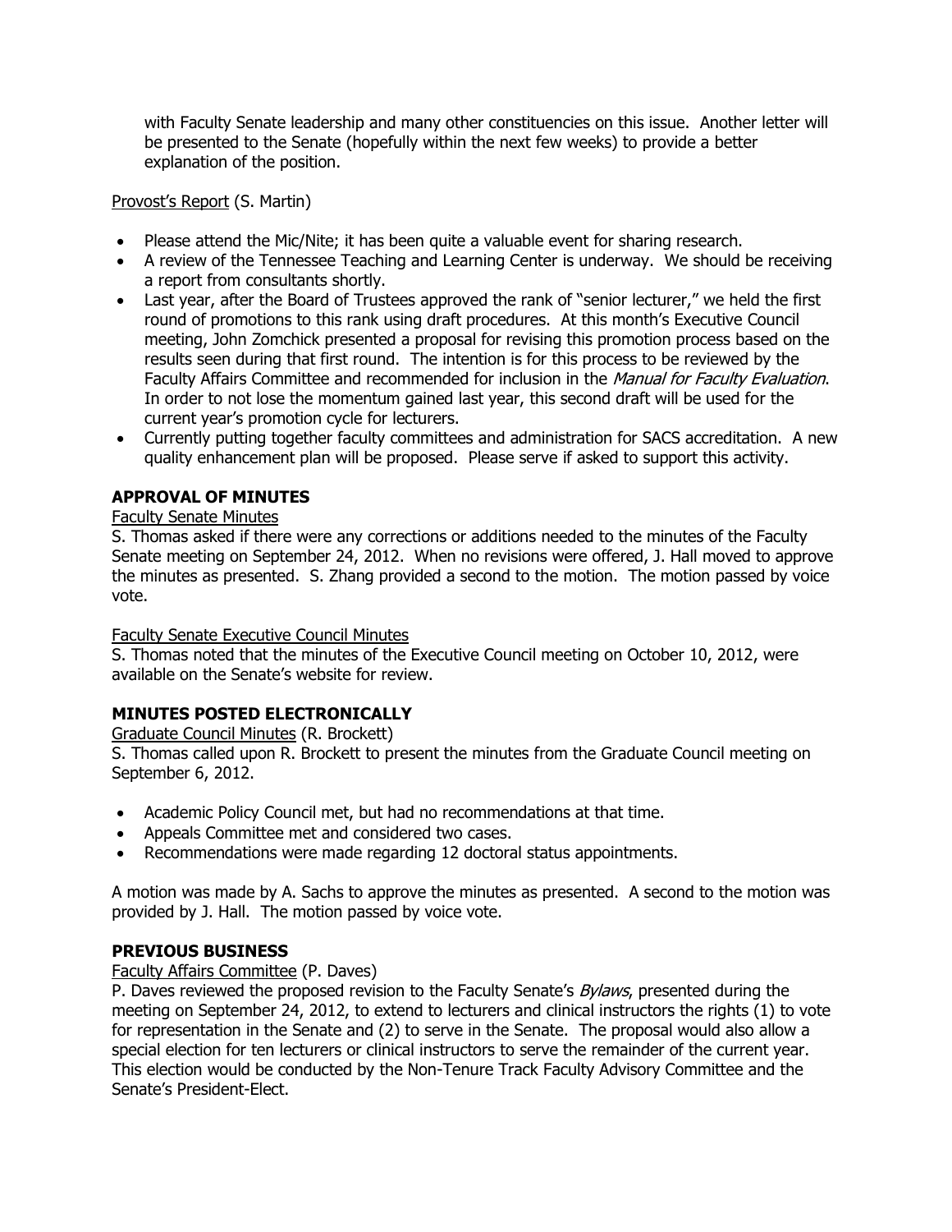with Faculty Senate leadership and many other constituencies on this issue. Another letter will be presented to the Senate (hopefully within the next few weeks) to provide a better explanation of the position.

Provost's Report (S. Martin)

- Please attend the Mic/Nite; it has been quite a valuable event for sharing research.
- A review of the Tennessee Teaching and Learning Center is underway. We should be receiving a report from consultants shortly.
- Last year, after the Board of Trustees approved the rank of "senior lecturer," we held the first round of promotions to this rank using draft procedures. At this month's Executive Council meeting, John Zomchick presented a proposal for revising this promotion process based on the results seen during that first round. The intention is for this process to be reviewed by the Faculty Affairs Committee and recommended for inclusion in the *Manual for Faculty Evaluation*. In order to not lose the momentum gained last year, this second draft will be used for the current year's promotion cycle for lecturers.
- Currently putting together faculty committees and administration for SACS accreditation. A new quality enhancement plan will be proposed. Please serve if asked to support this activity.

## APPROVAL OF MINUTES

Faculty Senate Minutes

S. Thomas asked if there were any corrections or additions needed to the minutes of the Faculty Senate meeting on September 24, 2012. When no revisions were offered, J. Hall moved to approve the minutes as presented. S. Zhang provided a second to the motion. The motion passed by voice vote.

Faculty Senate Executive Council Minutes

S. Thomas noted that the minutes of the Executive Council meeting on October 10, 2012, were available on the Senate's website for review.

## MINUTES POSTED ELECTRONICALLY

Graduate Council Minutes (R. Brockett)

S. Thomas called upon R. Brockett to present the minutes from the Graduate Council meeting on September 6, 2012.

- Academic Policy Council met, but had no recommendations at that time.
- Appeals Committee met and considered two cases.
- Recommendations were made regarding 12 doctoral status appointments.

A motion was made by A. Sachs to approve the minutes as presented. A second to the motion was provided by J. Hall. The motion passed by voice vote.

## PREVIOUS BUSINESS

Faculty Affairs Committee (P. Daves)

P. Daves reviewed the proposed revision to the Faculty Senate's *Bylaws*, presented during the meeting on September 24, 2012, to extend to lecturers and clinical instructors the rights (1) to vote for representation in the Senate and (2) to serve in the Senate. The proposal would also allow a special election for ten lecturers or clinical instructors to serve the remainder of the current year. This election would be conducted by the Non-Tenure Track Faculty Advisory Committee and the Senate's President-Elect.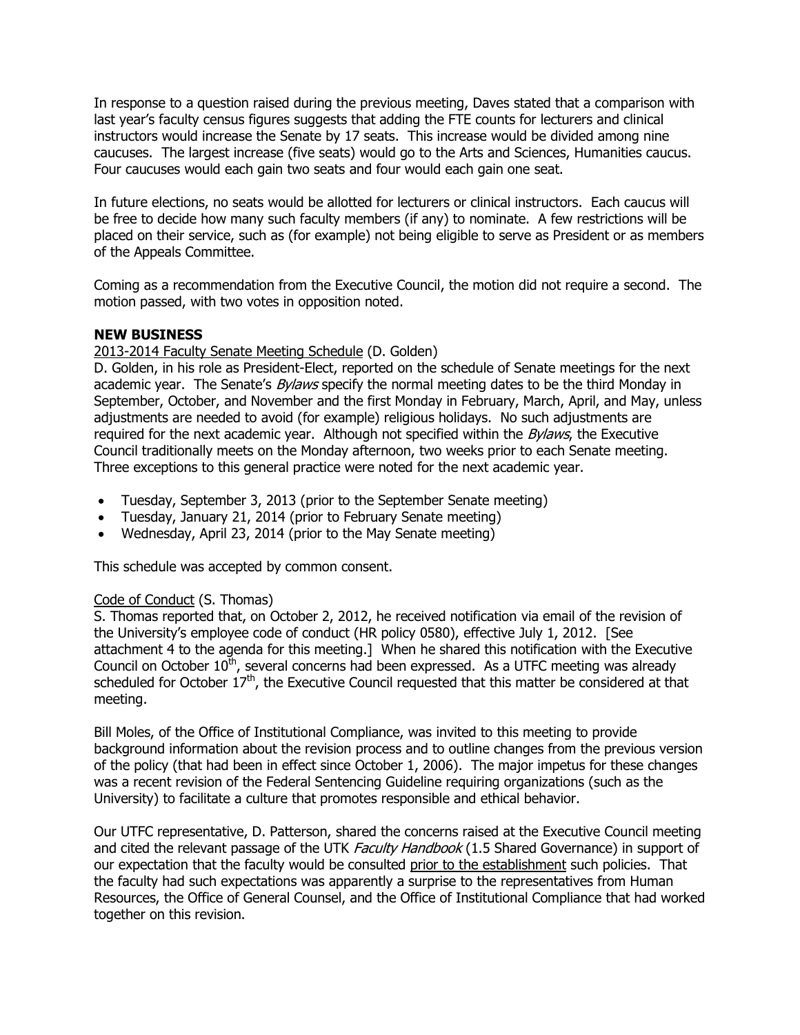In response to a question raised during the previous meeting, Daves stated that a comparison with last year's faculty census figures suggests that adding the FTE counts for lecturers and clinical instructors would increase the Senate by 17 seats. This increase would be divided among nine caucuses. The largest increase (five seats) would go to the Arts and Sciences, Humanities caucus. Four caucuses would each gain two seats and four would each gain one seat.

In future elections, no seats would be allotted for lecturers or clinical instructors. Each caucus will be free to decide how many such faculty members (if any) to nominate. A few restrictions will be placed on their service, such as (for example) not being eligible to serve as President or as members of the Appeals Committee.

Coming as a recommendation from the Executive Council, the motion did not require a second. The motion passed, with two votes in opposition noted.

**NEW BUSINESS**

2013-2014 Faculty Senate Meeting Schedule (D. Golden)

D. Golden, in his role as President-Elect, reported on the schedule of Senate meetings for the next academic year. The Senate's *Bylaws* specify the normal meeting dates to be the third Monday in September, October, and November and the first Monday in February, March, April, and May, unless adjustments are needed to avoid (for example) religious holidays. No such adjustments are required for the next academic year. Although not specified within the *Bylaws*, the Executive Council traditionally meets on the Monday afternoon, two weeks prior to each Senate meeting. Three exceptions to this general practice were noted for the next academic year.

- Tuesday, September 3, 2013 (prior to the September Senate meeting)
- Tuesday, January 21, 2014 (prior to February Senate meeting)
- Wednesday, April 23, 2014 (prior to the May Senate meeting)

This schedule was accepted by common consent.

Code of Conduct (S. Thomas)

S. Thomas reported that, on October 2, 2012, he received notification via email of the revision of the University's employee code of conduct (HR policy 0580), effective July 1, 2012. [See attachment 4 to the agenda for this meeting.] When he shared this notification with the Executive Council on October 10th, several concerns had been expressed. As a UTFC meeting was already scheduled for October 17th, the Executive Council requested that this matter be considered at that meeting.

Bill Moles, of the Office of Institutional Compliance, was invited to this meeting to provide background information about the revision process and to outline changes from the previous version of the policy (that had been in effect since October 1, 2006). The major impetus for these changes was a recent revision of the Federal Sentencing Guideline requiring organizations (such as the University) to facilitate a culture that promotes responsible and ethical behavior.

Our UTFC representative, D. Patterson, shared the concerns raised at the Executive Council meeting and cited the relevant passage of the UTK *Faculty Handbook* (1.5 Shared Governance) in support of our expectation that the faculty would be consulted prior to the establishment such policies. That the faculty had such expectations was apparently a surprise to the representatives from Human Resources, the Office of General Counsel, and the Office of Institutional Compliance that had worked together on this revision.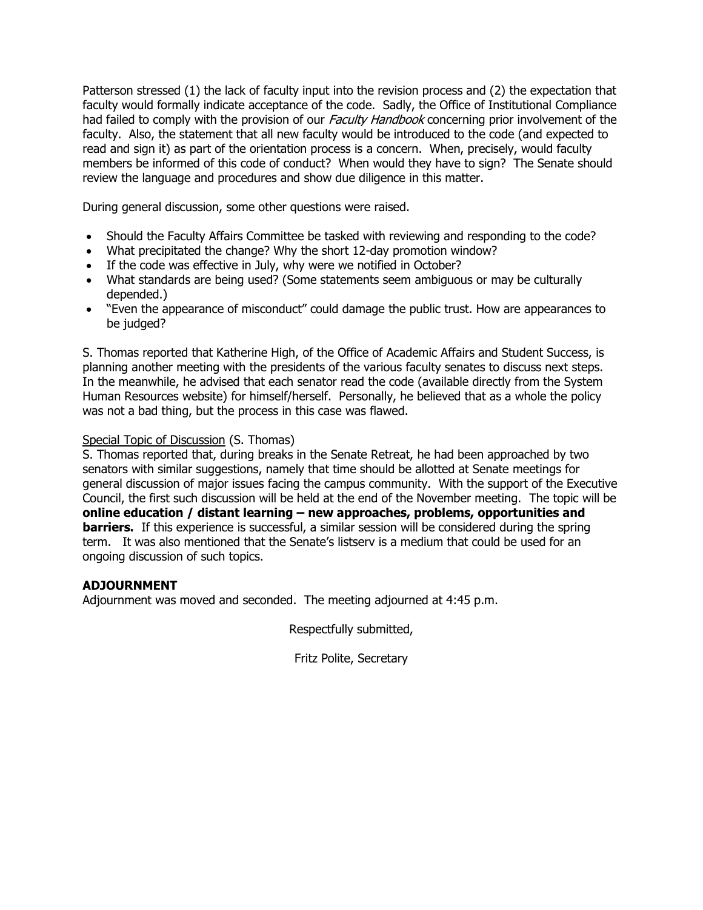Patterson stressed (1) the lack of faculty input into the revision process and (2) the expectation that faculty would formally indicate acceptance of the code. Sadly, the Office of Institutional Compliance had failed to comply with the provision of our *Faculty Handbook* concerning prior involvement of the faculty. Also, the statement that all new faculty would be introduced to the code (and expected to read and sign it) as part of the orientation process is a concern. When, precisely, would faculty members be informed of this code of conduct? When would they have to sign? The Senate should review the language and procedures and show due diligence in this matter.

During general discussion, some other questions were raised.

- Should the Faculty Affairs Committee be tasked with reviewing and responding to the code?
- What precipitated the change? Why the short 12-day promotion window?
- If the code was effective in July, why were we notified in October?
- What standards are being used? (Some statements seem ambiguous or may be culturally depended.)
- "Even the appearance of misconduct" could damage the public trust. How are appearances to be judged?

S. Thomas reported that Katherine High, of the Office of Academic Affairs and Student Success, is planning another meeting with the presidents of the various faculty senates to discuss next steps. In the meanwhile, he advised that each senator read the code (available directly from the System Human Resources website) for himself/herself. Personally, he believed that as a whole the policy was not a bad thing, but the process in this case was flawed.

<u>Special Topic of Discussion</u> (S. Thomas)

S. Thomas reported that, during breaks in the Senate Retreat, he had been approached by two senators with similar suggestions, namely that time should be allotted at Senate meetings for general discussion of major issues facing the campus community. With the support of the Executive Council, the first such discussion will be held at the end of the November meeting. The topic will be **online education / distant learning – new approaches, problems, opportunities and barriers.** If this experience is successful, a similar session will be considered during the spring term. It was also mentioned that the Senate's listserv is a medium that could be used for an ongoing discussion of such topics.

**ADJOURNMENT**

Adjournment was moved and seconded. The meeting adjourned at 4:45 p.m.

Respectfully submitted,

Fritz Polite, Secretary